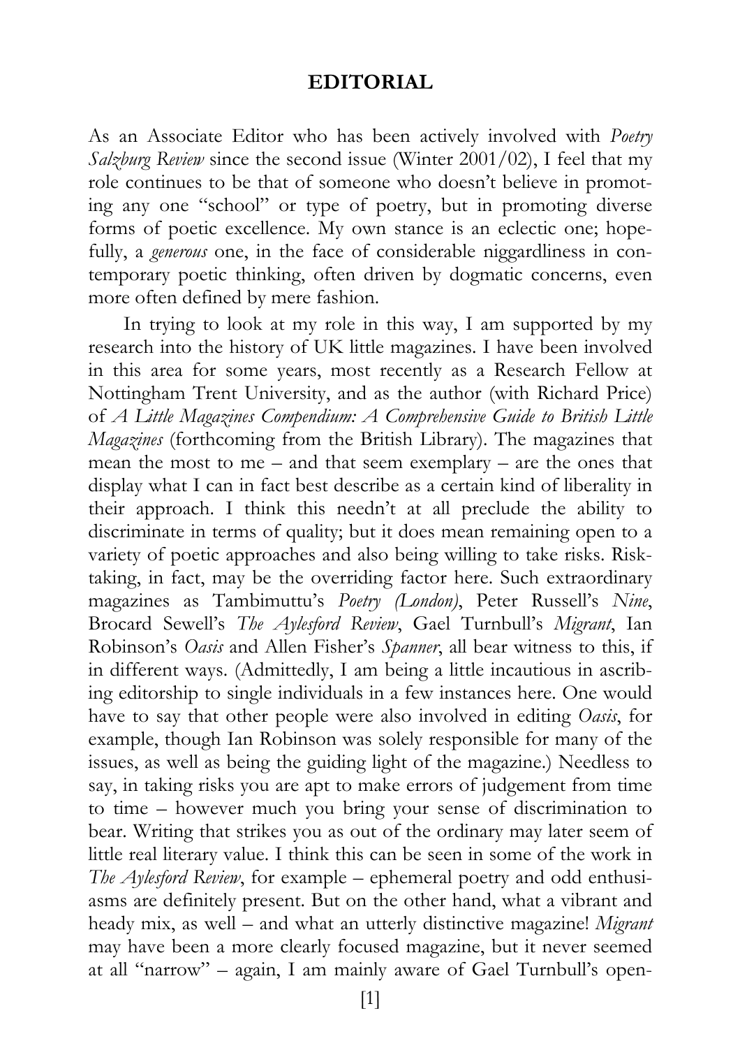# EDITORIAL

As an Associate Editor who has been actively involved with *Poetry Salzburg Review* since the second issue (Winter 2001/02), I feel that my role continues to be that of someone who doesn't believe in promoting any one "school" or type of poetry, but in promoting diverse forms of poetic excellence. My own stance is an eclectic one; hopefully, a *generous* one, in the face of considerable niggardliness in contemporary poetic thinking, often driven by dogmatic concerns, even more often defined by mere fashion.

In trying to look at my role in this way, I am supported by my research into the history of UK little magazines. I have been involved in this area for some years, most recently as a Research Fellow at Nottingham Trent University, and as the author (with Richard Price) of *A Little Magazines Compendium: A Comprehensive Guide to British Little Magazines* (forthcoming from the British Library). The magazines that mean the most to me – and that seem exemplary – are the ones that display what I can in fact best describe as a certain kind of liberality in their approach. I think this needn't at all preclude the ability to discriminate in terms of quality; but it does mean remaining open to a variety of poetic approaches and also being willing to take risks. Risk-taking, in fact, may be the overriding factor here. Such extraordinary magazines as Tambimuttu's *Poetry (London)*, Peter Russell's *Nine*, Brocard Sewell's *The Aylesford Review*, Gael Turnbull's *Migrant*, Ian Robinson's *Oasis* and Allen Fisher's *Spanner*, all bear witness to this, if in different ways. (Admittedly, I am being a little incautious in ascribing editorship to single individuals in a few instances here. One would have to say that other people were also involved in editing *Oasis*, for example, though Ian Robinson was solely responsible for many of the issues, as well as being the guiding light of the magazine.) Needless to say, in taking risks you are apt to make errors of judgement from time to time – however much you bring your sense of discrimination to bear. Writing that strikes you as out of the ordinary may later seem of little real literary value. I think this can be seen in some of the work in *The Aylesford Review*, for example – ephemeral poetry and odd enthusiasms are definitely present. But on the other hand, what a vibrant and heady mix, as well – and what an utterly distinctive magazine! *Migrant* may have been a more clearly focused magazine, but it never seemed at all "narrow" – again, I am mainly aware of Gael Turnbull's open-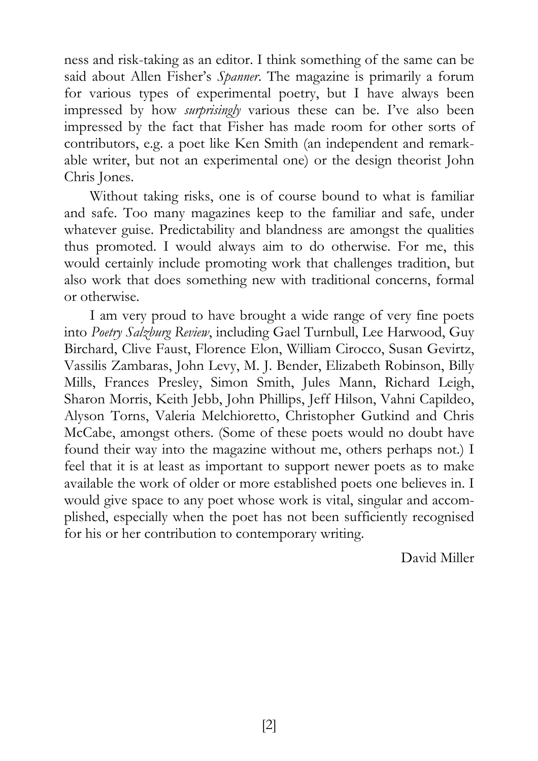ness and risk-taking as an editor. I think something of the same can be said about Allen Fisher's *Spanner*. The magazine is primarily a forum for various types of experimental poetry, but I have always been impressed by how *surprisingly* various these can be. I've also been impressed by the fact that Fisher has made room for other sorts of contributors, e.g. a poet like Ken Smith (an independent and remarkable writer, but not an experimental one) or the design theorist John Chris Jones.

Without taking risks, one is of course bound to what is familiar and safe. Too many magazines keep to the familiar and safe, under whatever guise. Predictability and blandness are amongst the qualities thus promoted. I would always aim to do otherwise. For me, this would certainly include promoting work that challenges tradition, but also work that does something new with traditional concerns, formal or otherwise.

I am very proud to have brought a wide range of very fine poets into *Poetry Salzburg Review*, including Gael Turnbull, Lee Harwood, Guy Birchard, Clive Faust, Florence Elon, William Cirocco, Susan Gevirtz, Vassilis Zambaras, John Levy, M. J. Bender, Elizabeth Robinson, Billy Mills, Frances Presley, Simon Smith, Jules Mann, Richard Leigh, Sharon Morris, Keith Jebb, John Phillips, Jeff Hilson, Vahni Capildeo, Alyson Torns, Valeria Melchioretto, Christopher Gutkind and Chris McCabe, amongst others. (Some of these poets would no doubt have found their way into the magazine without me, others perhaps not.) I feel that it is at least as important to support newer poets as to make available the work of older or more established poets one believes in. I would give space to any poet whose work is vital, singular and accomplished, especially when the poet has not been sufficiently recognised for his or her contribution to contemporary writing.

David Miller